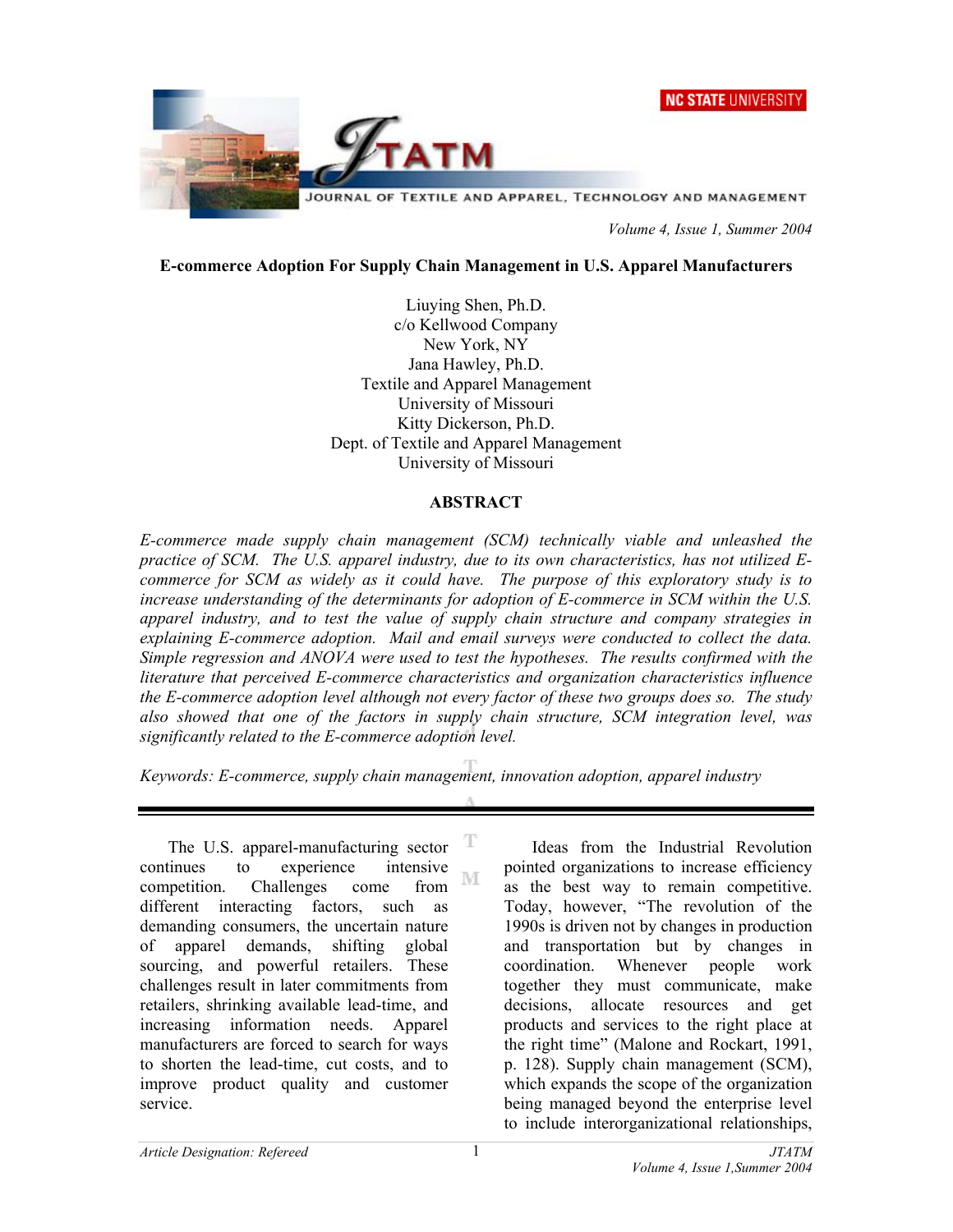# E-commerce Adoption For Supply Chain Management in U.S. Apparel Manufacturers

Liuying Shen, Ph.D.
c/o Kellwood Company
New York, NY

Jana Hawley, Ph.D.
Textile and Apparel Management
University of Missouri

Kitty Dickerson, Ph.D.
Dept. of Textile and Apparel Management
University of Missouri

## ABSTRACT

*E-commerce made supply chain management (SCM) technically viable and unleashed the practice of SCM. The U.S. apparel industry, due to its own characteristics, has not utilized E-commerce for SCM as widely as it could have. The purpose of this exploratory study is to increase understanding of the determinants for adoption of E-commerce in SCM within the U.S. apparel industry, and to test the value of supply chain structure and company strategies in explaining E-commerce adoption. Mail and email surveys were conducted to collect the data. Simple regression and ANOVA were used to test the hypotheses. The results confirmed with the literature that perceived E-commerce characteristics and organization characteristics influence the E-commerce adoption level although not every factor of these two groups does so. The study also showed that one of the factors in supply chain structure, SCM integration level, was significantly related to the E-commerce adoption level.*

*Keywords: E-commerce, supply chain management, innovation adoption, apparel industry*

---

The U.S. apparel-manufacturing sector continues to experience intensive competition. Challenges come from different interacting factors, such as demanding consumers, the uncertain nature of apparel demands, shifting global sourcing, and powerful retailers. These challenges result in later commitments from retailers, shrinking available lead-time, and increasing information needs. Apparel manufacturers are forced to search for ways to shorten the lead-time, cut costs, and to improve product quality and customer service.

Ideas from the Industrial Revolution pointed organizations to increase efficiency as the best way to remain competitive. Today, however, "The revolution of the 1990s is driven not by changes in production and transportation but by changes in coordination. Whenever people work together they must communicate, make decisions, allocate resources and get products and services to the right place at the right time" (Malone and Rockart, 1991, p. 128). Supply chain management (SCM), which expands the scope of the organization being managed beyond the enterprise level to include interorganizational relationships,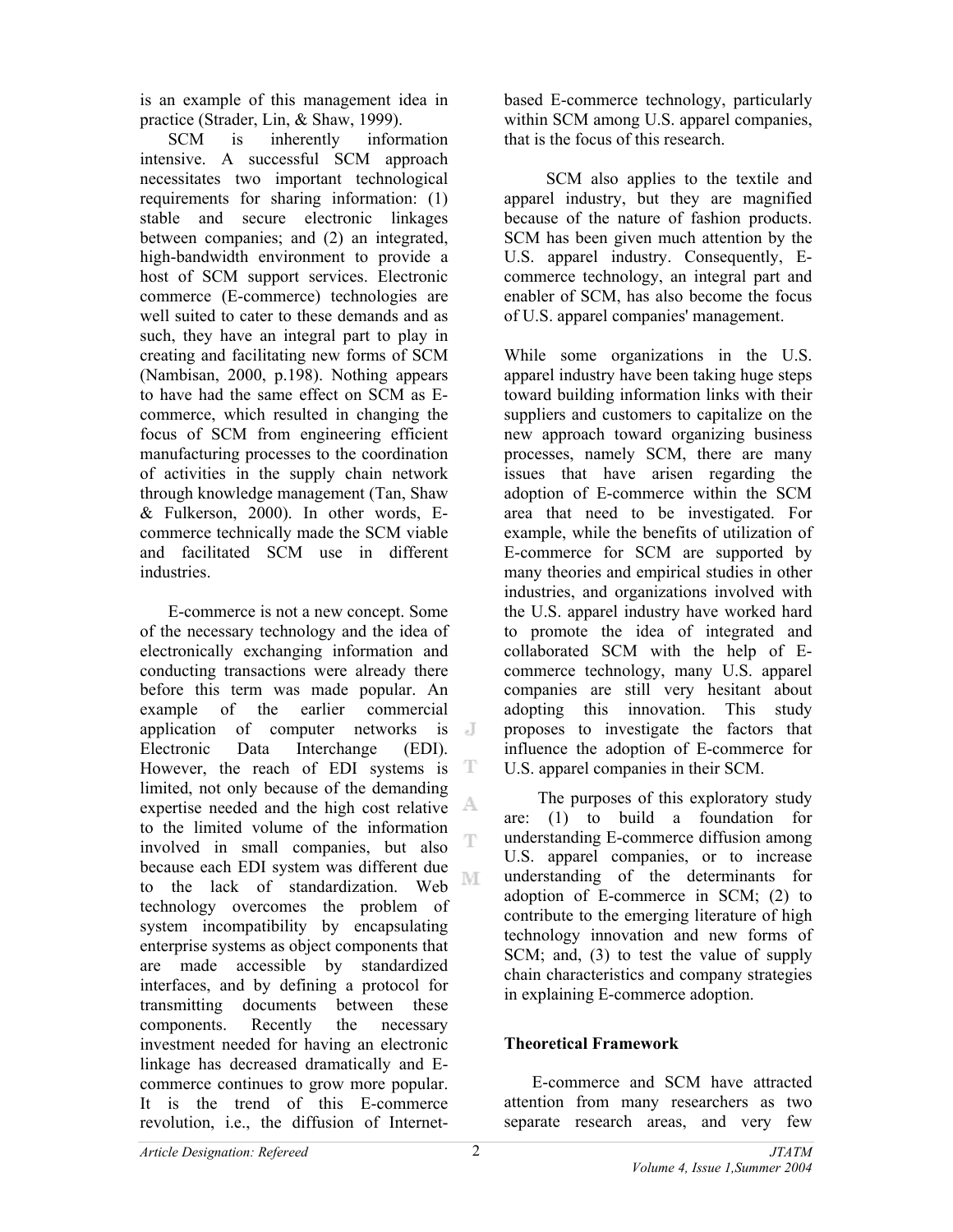is an example of this management idea in practice (Strader, Lin, & Shaw, 1999).

SCM is inherently information intensive. A successful SCM approach necessitates two important technological requirements for sharing information: (1) stable and secure electronic linkages between companies; and (2) an integrated, high-bandwidth environment to provide a host of SCM support services. Electronic commerce (E-commerce) technologies are well suited to cater to these demands and as such, they have an integral part to play in creating and facilitating new forms of SCM (Nambisan, 2000, p.198). Nothing appears to have had the same effect on SCM as E-commerce, which resulted in changing the focus of SCM from engineering efficient manufacturing processes to the coordination of activities in the supply chain network through knowledge management (Tan, Shaw & Fulkerson, 2000). In other words, E-commerce technically made the SCM viable and facilitated SCM use in different industries.

E-commerce is not a new concept. Some of the necessary technology and the idea of electronically exchanging information and conducting transactions were already there before this term was made popular. An example of the earlier commercial application of computer networks is Electronic Data Interchange (EDI). However, the reach of EDI systems is limited, not only because of the demanding expertise needed and the high cost relative to the limited volume of the information involved in small companies, but also because each EDI system was different due to the lack of standardization. Web technology overcomes the problem of system incompatibility by encapsulating enterprise systems as object components that are made accessible by standardized interfaces, and by defining a protocol for transmitting documents between these components. Recently the necessary investment needed for having an electronic linkage has decreased dramatically and E-commerce continues to grow more popular. It is the trend of this E-commerce revolution, i.e., the diffusion of Internet-based E-commerce technology, particularly within SCM among U.S. apparel companies, that is the focus of this research.

SCM also applies to the textile and apparel industry, but they are magnified because of the nature of fashion products. SCM has been given much attention by the U.S. apparel industry. Consequently, E-commerce technology, an integral part and enabler of SCM, has also become the focus of U.S. apparel companies' management.

While some organizations in the U.S. apparel industry have been taking huge steps toward building information links with their suppliers and customers to capitalize on the new approach toward organizing business processes, namely SCM, there are many issues that have arisen regarding the adoption of E-commerce within the SCM area that need to be investigated. For example, while the benefits of utilization of E-commerce for SCM are supported by many theories and empirical studies in other industries, and organizations involved with the U.S. apparel industry have worked hard to promote the idea of integrated and collaborated SCM with the help of E-commerce technology, many U.S. apparel companies are still very hesitant about adopting this innovation. This study proposes to investigate the factors that influence the adoption of E-commerce for U.S. apparel companies in their SCM.

The purposes of this exploratory study are: (1) to build a foundation for understanding E-commerce diffusion among U.S. apparel companies, or to increase understanding of the determinants for adoption of E-commerce in SCM; (2) to contribute to the emerging literature of high technology innovation and new forms of SCM; and, (3) to test the value of supply chain characteristics and company strategies in explaining E-commerce adoption.

## Theoretical Framework

E-commerce and SCM have attracted attention from many researchers as two separate research areas, and very few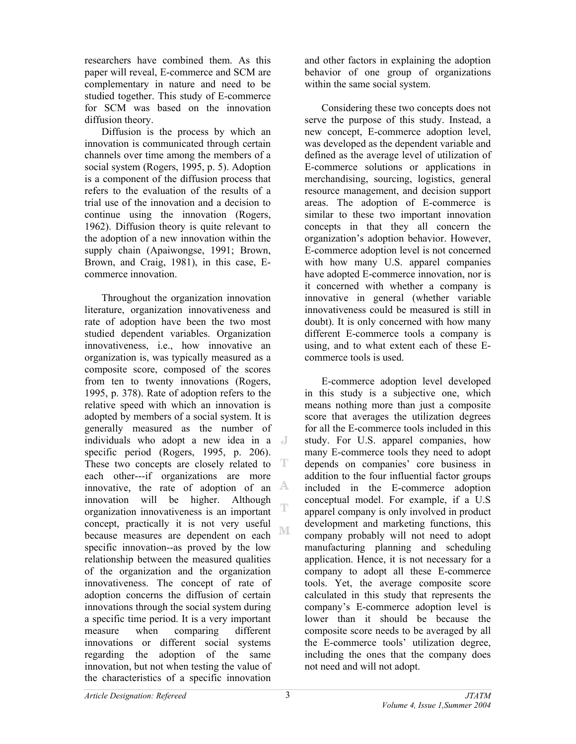researchers have combined them. As this paper will reveal, E-commerce and SCM are complementary in nature and need to be studied together. This study of E-commerce for SCM was based on the innovation diffusion theory.

Diffusion is the process by which an innovation is communicated through certain channels over time among the members of a social system (Rogers, 1995, p. 5). Adoption is a component of the diffusion process that refers to the evaluation of the results of a trial use of the innovation and a decision to continue using the innovation (Rogers, 1962). Diffusion theory is quite relevant to the adoption of a new innovation within the supply chain (Apaiwongse, 1991; Brown, Brown, and Craig, 1981), in this case, E-commerce innovation.

Throughout the organization innovation literature, organization innovativeness and rate of adoption have been the two most studied dependent variables. Organization innovativeness, i.e., how innovative an organization is, was typically measured as a composite score, composed of the scores from ten to twenty innovations (Rogers, 1995, p. 378). Rate of adoption refers to the relative speed with which an innovation is adopted by members of a social system. It is generally measured as the number of individuals who adopt a new idea in a specific period (Rogers, 1995, p. 206). These two concepts are closely related to each other---if organizations are more innovative, the rate of adoption of an innovation will be higher. Although organization innovativeness is an important concept, practically it is not very useful because measures are dependent on each specific innovation--as proved by the low relationship between the measured qualities of the organization and the organization innovativeness. The concept of rate of adoption concerns the diffusion of certain innovations through the social system during a specific time period. It is a very important measure when comparing different innovations or different social systems regarding the adoption of the same innovation, but not when testing the value of the characteristics of a specific innovation and other factors in explaining the adoption behavior of one group of organizations within the same social system.

Considering these two concepts does not serve the purpose of this study. Instead, a new concept, E-commerce adoption level, was developed as the dependent variable and defined as the average level of utilization of E-commerce solutions or applications in merchandising, sourcing, logistics, general resource management, and decision support areas. The adoption of E-commerce is similar to these two important innovation concepts in that they all concern the organization's adoption behavior. However, E-commerce adoption level is not concerned with how many U.S. apparel companies have adopted E-commerce innovation, nor is it concerned with whether a company is innovative in general (whether variable innovativeness could be measured is still in doubt). It is only concerned with how many different E-commerce tools a company is using, and to what extent each of these E-commerce tools is used.

E-commerce adoption level developed in this study is a subjective one, which means nothing more than just a composite score that averages the utilization degrees for all the E-commerce tools included in this study. For U.S. apparel companies, how many E-commerce tools they need to adopt depends on companies' core business in addition to the four influential factor groups included in the E-commerce adoption conceptual model. For example, if a U.S apparel company is only involved in product development and marketing functions, this company probably will not need to adopt manufacturing planning and scheduling application. Hence, it is not necessary for a company to adopt all these E-commerce tools. Yet, the average composite score calculated in this study that represents the company's E-commerce adoption level is lower than it should be because the composite score needs to be averaged by all the E-commerce tools' utilization degree, including the ones that the company does not need and will not adopt.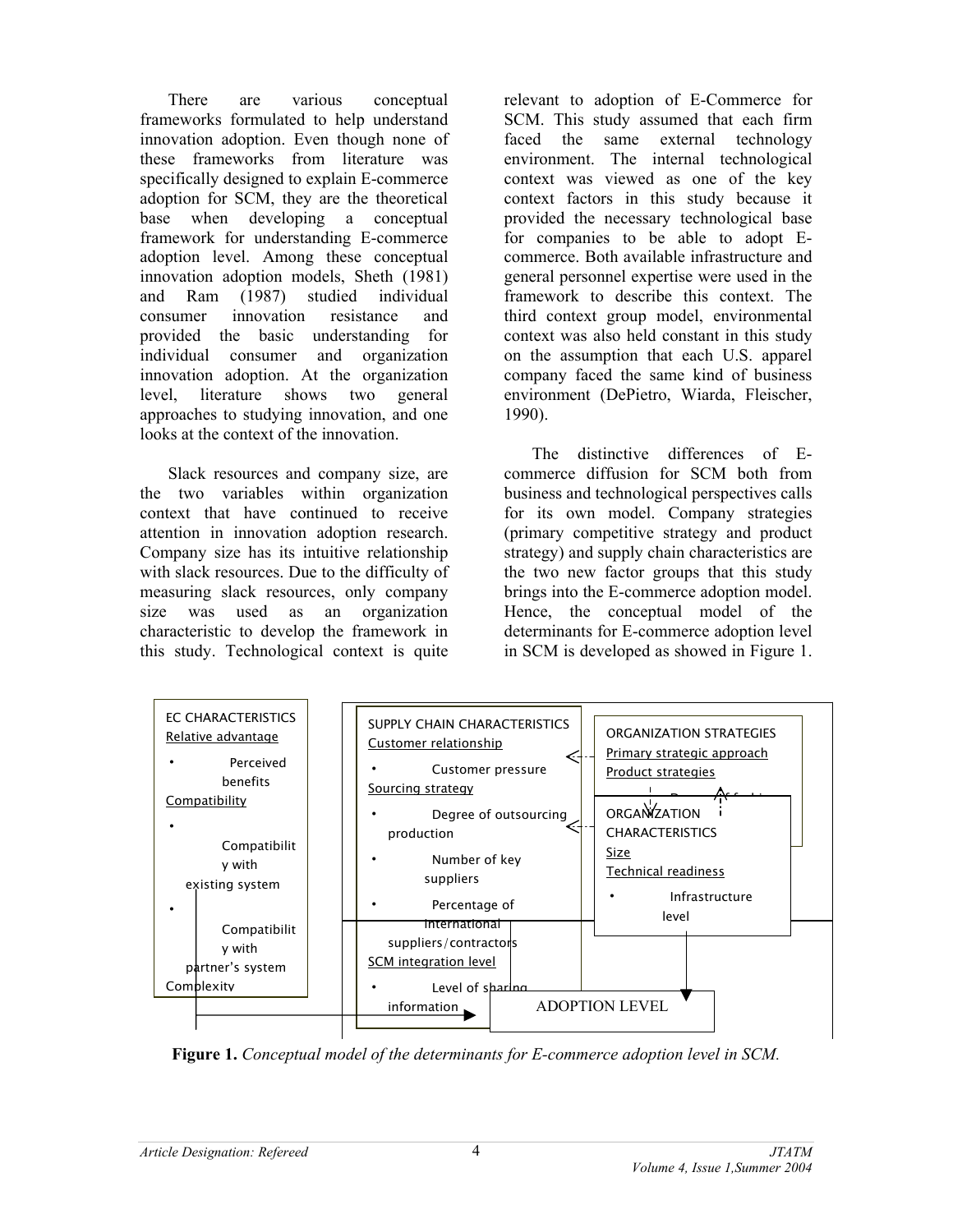There are various conceptual frameworks formulated to help understand innovation adoption. Even though none of these frameworks from literature was specifically designed to explain E-commerce adoption for SCM, they are the theoretical base when developing a conceptual framework for understanding E-commerce adoption level. Among these conceptual innovation adoption models, Sheth (1981) and Ram (1987) studied individual consumer innovation resistance and provided the basic understanding for individual consumer and organization innovation adoption. At the organization level, literature shows two general approaches to studying innovation, and one looks at the context of the innovation.

Slack resources and company size, are the two variables within organization context that have continued to receive attention in innovation adoption research. Company size has its intuitive relationship with slack resources. Due to the difficulty of measuring slack resources, only company size was used as an organization characteristic to develop the framework in this study. Technological context is quite relevant to adoption of E-Commerce for SCM. This study assumed that each firm faced the same external technology environment. The internal technological context was viewed as one of the key context factors in this study because it provided the necessary technological base for companies to be able to adopt E-commerce. Both available infrastructure and general personnel expertise were used in the framework to describe this context. The third context group model, environmental context was also held constant in this study on the assumption that each U.S. apparel company faced the same kind of business environment (DePietro, Wiarda, Fleischer, 1990).

The distinctive differences of E-commerce diffusion for SCM both from business and technological perspectives calls for its own model. Company strategies (primary competitive strategy and product strategy) and supply chain characteristics are the two new factor groups that this study brings into the E-commerce adoption model. Hence, the conceptual model of the determinants for E-commerce adoption level in SCM is developed as showed in Figure 1.

EC CHARACTERISTICS
Relative advantage
- Perceived benefits

Compatibility
- Compatibility with existing system
- Compatibility with partner's system

Complexity

SUPPLY CHAIN CHARACTERISTICS
Customer relationship
- Customer pressure

Sourcing strategy
- Degree of outsourcing production
- Number of key suppliers
- Percentage of international suppliers/contractors

SCM integration level
- Level of sharing information

ORGANIZATION STRATEGIES
Primary strategic approach
Product strategies

ORGANIZATION CHARACTERISTICS
Size
Technical readiness
- Infrastructure level

ADOPTION LEVEL

**Figure 1.** *Conceptual model of the determinants for E-commerce adoption level in SCM.*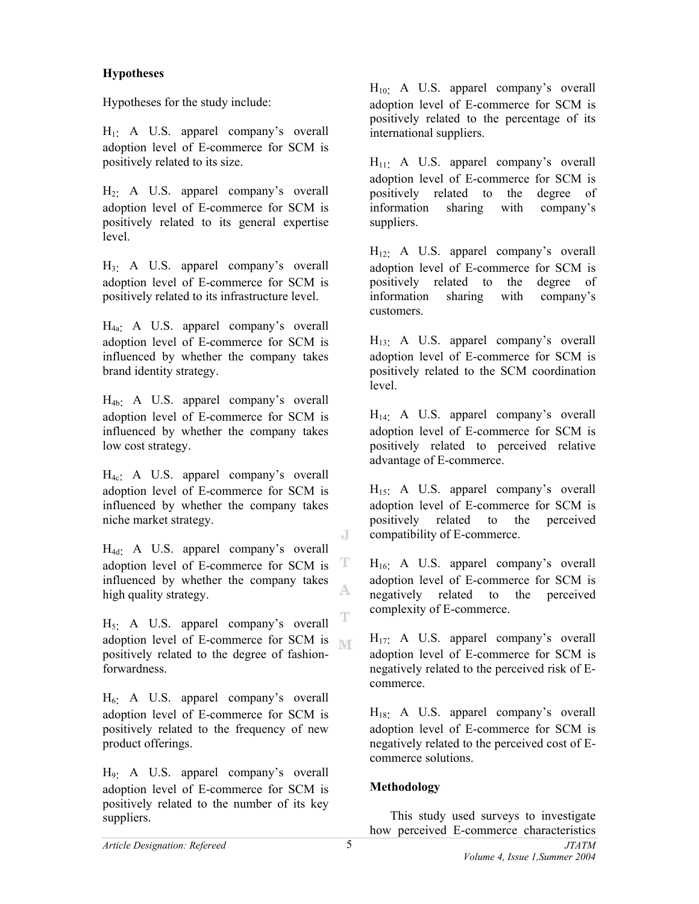**Hypotheses**

Hypotheses for the study include:

$H_1$: A U.S. apparel company's overall adoption level of E-commerce for SCM is positively related to its size.

$H_2$: A U.S. apparel company's overall adoption level of E-commerce for SCM is positively related to its general expertise level.

$H_3$: A U.S. apparel company's overall adoption level of E-commerce for SCM is positively related to its infrastructure level.

$H_{4a}$: A U.S. apparel company's overall adoption level of E-commerce for SCM is influenced by whether the company takes brand identity strategy.

$H_{4b}$: A U.S. apparel company's overall adoption level of E-commerce for SCM is influenced by whether the company takes low cost strategy.

$H_{4c}$: A U.S. apparel company's overall adoption level of E-commerce for SCM is influenced by whether the company takes niche market strategy.

$H_{4d}$: A U.S. apparel company's overall adoption level of E-commerce for SCM is influenced by whether the company takes high quality strategy.

$H_5$: A U.S. apparel company's overall adoption level of E-commerce for SCM is positively related to the degree of fashion-forwardness.

$H_6$: A U.S. apparel company's overall adoption level of E-commerce for SCM is positively related to the frequency of new product offerings.

$H_9$: A U.S. apparel company's overall adoption level of E-commerce for SCM is positively related to the number of its key suppliers.

$H_{10}$: A U.S. apparel company's overall adoption level of E-commerce for SCM is positively related to the percentage of its international suppliers.

$H_{11}$: A U.S. apparel company's overall adoption level of E-commerce for SCM is positively related to the degree of information sharing with company's suppliers.

$H_{12}$: A U.S. apparel company's overall adoption level of E-commerce for SCM is positively related to the degree of information sharing with company's customers.

$H_{13}$: A U.S. apparel company's overall adoption level of E-commerce for SCM is positively related to the SCM coordination level.

$H_{14}$: A U.S. apparel company's overall adoption level of E-commerce for SCM is positively related to perceived relative advantage of E-commerce.

$H_{15}$: A U.S. apparel company's overall adoption level of E-commerce for SCM is positively related to the perceived compatibility of E-commerce.

$H_{16}$: A U.S. apparel company's overall adoption level of E-commerce for SCM is negatively related to the perceived complexity of E-commerce.

$H_{17}$: A U.S. apparel company's overall adoption level of E-commerce for SCM is negatively related to the perceived risk of E-commerce.

$H_{18}$: A U.S. apparel company's overall adoption level of E-commerce for SCM is negatively related to the perceived cost of E-commerce solutions.

**Methodology**

This study used surveys to investigate how perceived E-commerce characteristics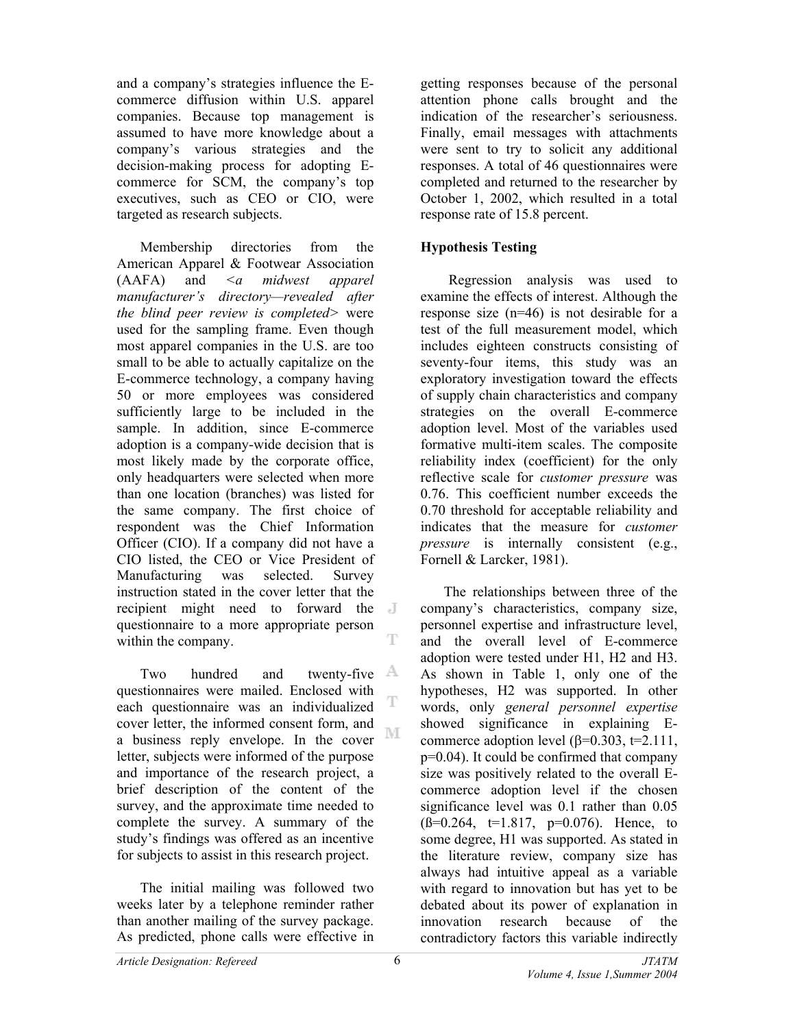and a company's strategies influence the E-commerce diffusion within U.S. apparel companies. Because top management is assumed to have more knowledge about a company's various strategies and the decision-making process for adopting E-commerce for SCM, the company's top executives, such as CEO or CIO, were targeted as research subjects.

Membership directories from the American Apparel & Footwear Association (AAFA) and <*a midwest apparel manufacturer's directory—revealed after the blind peer review is completed*> were used for the sampling frame. Even though most apparel companies in the U.S. are too small to be able to actually capitalize on the E-commerce technology, a company having 50 or more employees was considered sufficiently large to be included in the sample. In addition, since E-commerce adoption is a company-wide decision that is most likely made by the corporate office, only headquarters were selected when more than one location (branches) was listed for the same company. The first choice of respondent was the Chief Information Officer (CIO). If a company did not have a CIO listed, the CEO or Vice President of Manufacturing was selected. Survey instruction stated in the cover letter that the recipient might need to forward the questionnaire to a more appropriate person within the company.

Two hundred and twenty-five questionnaires were mailed. Enclosed with each questionnaire was an individualized cover letter, the informed consent form, and a business reply envelope. In the cover letter, subjects were informed of the purpose and importance of the research project, a brief description of the content of the survey, and the approximate time needed to complete the survey. A summary of the study's findings was offered as an incentive for subjects to assist in this research project.

The initial mailing was followed two weeks later by a telephone reminder rather than another mailing of the survey package. As predicted, phone calls were effective in getting responses because of the personal attention phone calls brought and the indication of the researcher's seriousness. Finally, email messages with attachments were sent to try to solicit any additional responses. A total of 46 questionnaires were completed and returned to the researcher by October 1, 2002, which resulted in a total response rate of 15.8 percent.

## Hypothesis Testing

Regression analysis was used to examine the effects of interest. Although the response size ($n=46$) is not desirable for a test of the full measurement model, which includes eighteen constructs consisting of seventy-four items, this study was an exploratory investigation toward the effects of supply chain characteristics and company strategies on the overall E-commerce adoption level. Most of the variables used formative multi-item scales. The composite reliability index (coefficient) for the only reflective scale for *customer pressure* was 0.76. This coefficient number exceeds the 0.70 threshold for acceptable reliability and indicates that the measure for *customer pressure* is internally consistent (e.g., Fornell & Larcker, 1981).

The relationships between three of the company's characteristics, company size, personnel expertise and infrastructure level, and the overall level of E-commerce adoption were tested under H1, H2 and H3. As shown in Table 1, only one of the hypotheses, H2 was supported. In other words, only *general personnel expertise* showed significance in explaining E-commerce adoption level ($\beta=0.303$, $t=2.111$, $p=0.04$). It could be confirmed that company size was positively related to the overall E-commerce adoption level if the chosen significance level was 0.1 rather than 0.05 ($\beta=0.264$, $t=1.817$, $p=0.076$). Hence, to some degree, H1 was supported. As stated in the literature review, company size has always had intuitive appeal as a variable with regard to innovation but has yet to be debated about its power of explanation in innovation research because of the contradictory factors this variable indirectly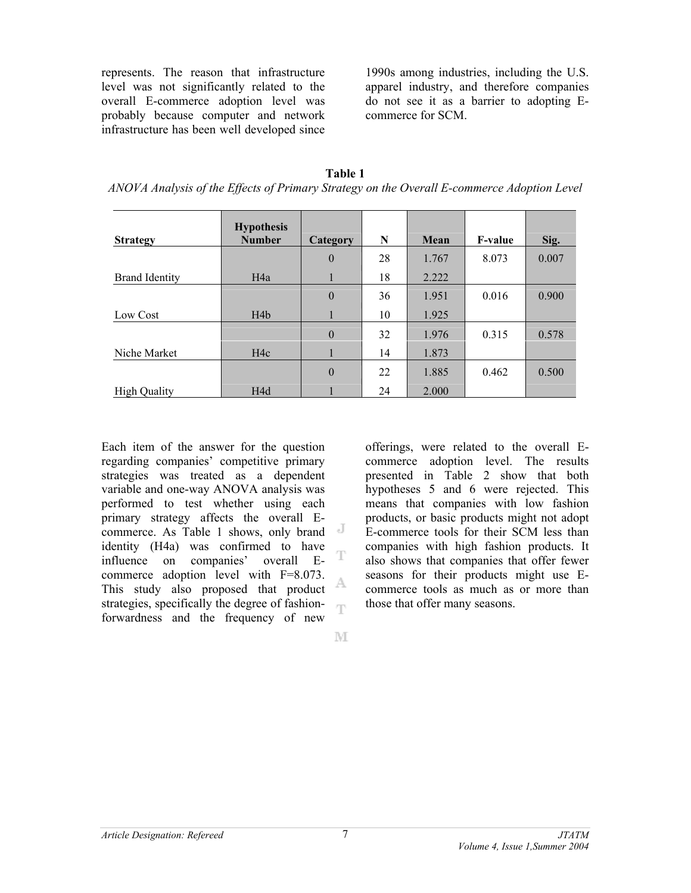represents. The reason that infrastructure level was not significantly related to the overall E-commerce adoption level was probably because computer and network infrastructure has been well developed since 1990s among industries, including the U.S. apparel industry, and therefore companies do not see it as a barrier to adopting E-commerce for SCM.

**Table 1**

*ANOVA Analysis of the Effects of Primary Strategy on the Overall E-commerce Adoption Level*

| Strategy | Hypothesis Number | Category | N | Mean | F-value | Sig. |
|---|---|---|---|---|---|---|
| | | 0 | 28 | 1.767 | 8.073 | 0.007 |
| Brand Identity | H4a | 1 | 18 | 2.222 | | |
| | | 0 | 36 | 1.951 | 0.016 | 0.900 |
| Low Cost | H4b | 1 | 10 | 1.925 | | |
| | | 0 | 32 | 1.976 | 0.315 | 0.578 |
| Niche Market | H4c | 1 | 14 | 1.873 | | |
| | | 0 | 22 | 1.885 | 0.462 | 0.500 |
| High Quality | H4d | 1 | 24 | 2.000 | | |

Each item of the answer for the question regarding companies' competitive primary strategies was treated as a dependent variable and one-way ANOVA analysis was performed to test whether using each primary strategy affects the overall E-commerce. As Table 1 shows, only brand identity (H4a) was confirmed to have influence on companies' overall E-commerce adoption level with F=8.073. This study also proposed that product strategies, specifically the degree of fashion-forwardness and the frequency of new offerings, were related to the overall E-commerce adoption level. The results presented in Table 2 show that both hypotheses 5 and 6 were rejected. This means that companies with low fashion products, or basic products might not adopt E-commerce tools for their SCM less than companies with high fashion products. It also shows that companies that offer fewer seasons for their products might use E-commerce tools as much as or more than those that offer many seasons.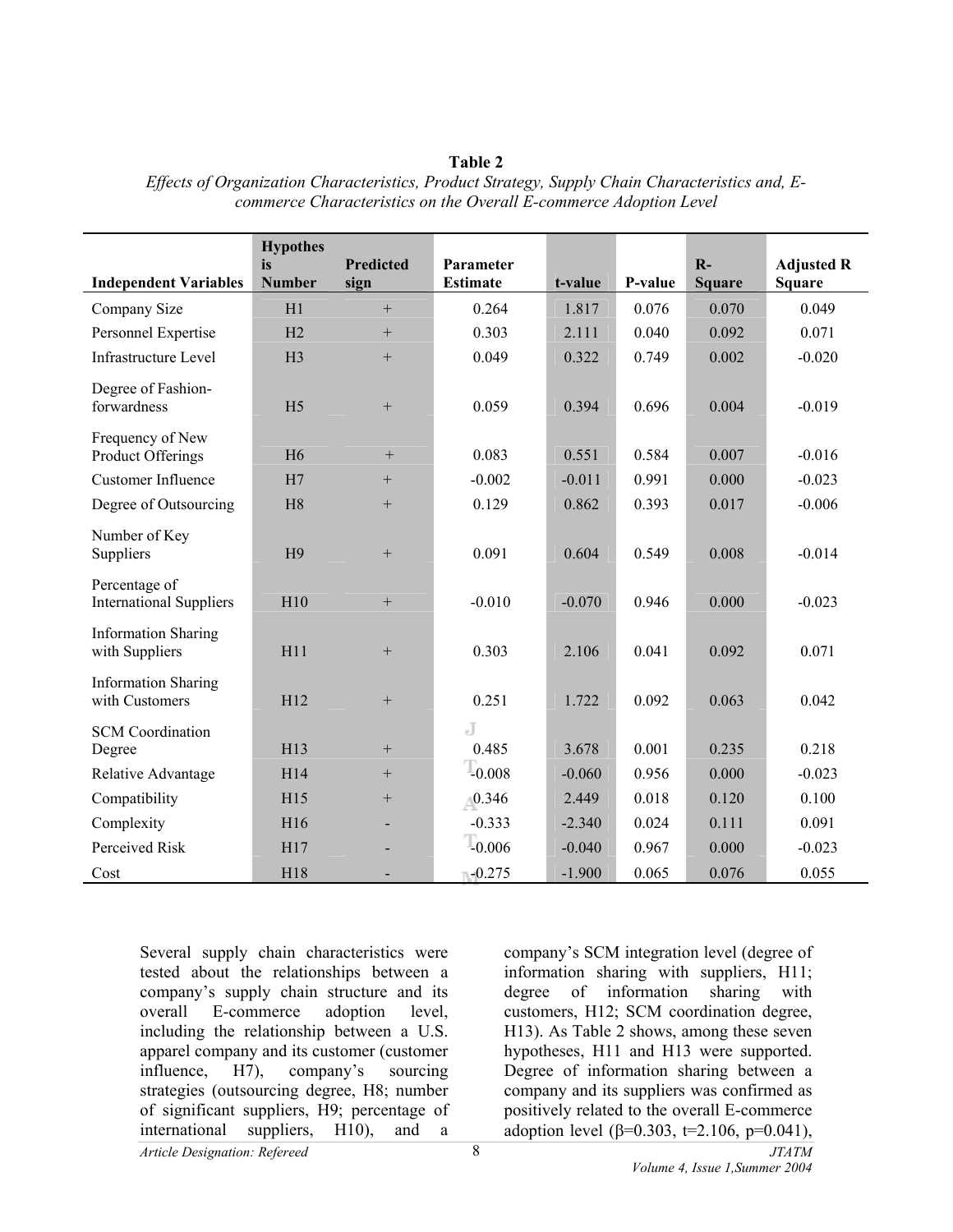**Table 2**

*Effects of Organization Characteristics, Product Strategy, Supply Chain Characteristics and, E-commerce Characteristics on the Overall E-commerce Adoption Level*

| Independent Variables | Hypothesis Number | Predicted sign | Parameter Estimate | t-value | P-value | R-Square | Adjusted R Square |
|---|---|---|---|---|---|---|---|
| Company Size | H1 | + | 0.264 | 1.817 | 0.076 | 0.070 | 0.049 |
| Personnel Expertise | H2 | + | 0.303 | 2.111 | 0.040 | 0.092 | 0.071 |
| Infrastructure Level | H3 | + | 0.049 | 0.322 | 0.749 | 0.002 | -0.020 |
| Degree of Fashion-forwardness | H5 | + | 0.059 | 0.394 | 0.696 | 0.004 | -0.019 |
| Frequency of New Product Offerings | H6 | + | 0.083 | 0.551 | 0.584 | 0.007 | -0.016 |
| Customer Influence | H7 | + | -0.002 | -0.011 | 0.991 | 0.000 | -0.023 |
| Degree of Outsourcing | H8 | + | 0.129 | 0.862 | 0.393 | 0.017 | -0.006 |
| Number of Key Suppliers | H9 | + | 0.091 | 0.604 | 0.549 | 0.008 | -0.014 |
| Percentage of International Suppliers | H10 | + | -0.010 | -0.070 | 0.946 | 0.000 | -0.023 |
| Information Sharing with Suppliers | H11 | + | 0.303 | 2.106 | 0.041 | 0.092 | 0.071 |
| Information Sharing with Customers | H12 | + | 0.251 | 1.722 | 0.092 | 0.063 | 0.042 |
| SCM Coordination Degree | H13 | + | 0.485 | 3.678 | 0.001 | 0.235 | 0.218 |
| Relative Advantage | H14 | + | -0.008 | -0.060 | 0.956 | 0.000 | -0.023 |
| Compatibility | H15 | + | 0.346 | 2.449 | 0.018 | 0.120 | 0.100 |
| Complexity | H16 | - | -0.333 | -2.340 | 0.024 | 0.111 | 0.091 |
| Perceived Risk | H17 | - | -0.006 | -0.040 | 0.967 | 0.000 | -0.023 |
| Cost | H18 | - | -0.275 | -1.900 | 0.065 | 0.076 | 0.055 |

Several supply chain characteristics were tested about the relationships between a company's supply chain structure and its overall E-commerce adoption level, including the relationship between a U.S. apparel company and its customer (customer influence, H7), company's sourcing strategies (outsourcing degree, H8; number of significant suppliers, H9; percentage of international suppliers, H10), and a company's SCM integration level (degree of information sharing with suppliers, H11; degree of information sharing with customers, H12; SCM coordination degree, H13). As Table 2 shows, among these seven hypotheses, H11 and H13 were supported. Degree of information sharing between a company and its suppliers was confirmed as positively related to the overall E-commerce adoption level ($\beta$=0.303, t=2.106, p=0.041),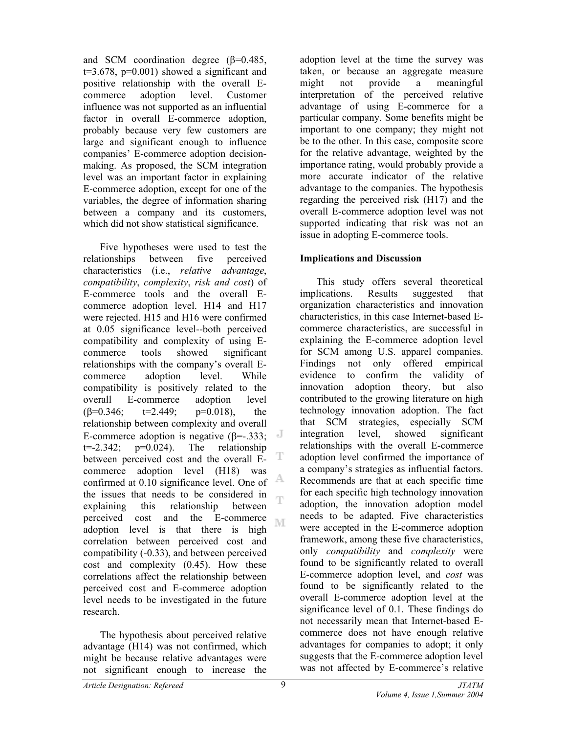and SCM coordination degree ($\beta$=0.485, t=3.678, p=0.001) showed a significant and positive relationship with the overall E-commerce adoption level. Customer influence was not supported as an influential factor in overall E-commerce adoption, probably because very few customers are large and significant enough to influence companies' E-commerce adoption decision-making. As proposed, the SCM integration level was an important factor in explaining E-commerce adoption, except for one of the variables, the degree of information sharing between a company and its customers, which did not show statistical significance.

Five hypotheses were used to test the relationships between five perceived characteristics (i.e., *relative advantage*, *compatibility*, *complexity*, *risk and cost*) of E-commerce tools and the overall E-commerce adoption level. H14 and H17 were rejected. H15 and H16 were confirmed at 0.05 significance level--both perceived compatibility and complexity of using E-commerce tools showed significant relationships with the company's overall E-commerce adoption level. While compatibility is positively related to the overall E-commerce adoption level ($\beta$=0.346; t=2.449; p=0.018), the relationship between complexity and overall E-commerce adoption is negative ($\beta$=-.333; t=-2.342; p=0.024). The relationship between perceived cost and the overall E-commerce adoption level (H18) was confirmed at 0.10 significance level. One of the issues that needs to be considered in explaining this relationship between perceived cost and the E-commerce adoption level is that there is high correlation between perceived cost and compatibility (-0.33), and between perceived cost and complexity (0.45). How these correlations affect the relationship between perceived cost and E-commerce adoption level needs to be investigated in the future research.

The hypothesis about perceived relative advantage (H14) was not confirmed, which might be because relative advantages were not significant enough to increase the adoption level at the time the survey was taken, or because an aggregate measure might not provide a meaningful interpretation of the perceived relative advantage of using E-commerce for a particular company. Some benefits might be important to one company; they might not be to the other. In this case, composite score for the relative advantage, weighted by the importance rating, would probably provide a more accurate indicator of the relative advantage to the companies. The hypothesis regarding the perceived risk (H17) and the overall E-commerce adoption level was not supported indicating that risk was not an issue in adopting E-commerce tools.

## Implications and Discussion

This study offers several theoretical implications. Results suggested that organization characteristics and innovation characteristics, in this case Internet-based E-commerce characteristics, are successful in explaining the E-commerce adoption level for SCM among U.S. apparel companies. Findings not only offered empirical evidence to confirm the validity of innovation adoption theory, but also contributed to the growing literature on high technology innovation adoption. The fact that SCM strategies, especially SCM integration level, showed significant relationships with the overall E-commerce adoption level confirmed the importance of a company's strategies as influential factors. Recommends are that at each specific time for each specific high technology innovation adoption, the innovation adoption model needs to be adapted. Five characteristics were accepted in the E-commerce adoption framework, among these five characteristics, only *compatibility* and *complexity* were found to be significantly related to overall E-commerce adoption level, and *cost* was found to be significantly related to the overall E-commerce adoption level at the significance level of 0.1. These findings do not necessarily mean that Internet-based E-commerce does not have enough relative advantages for companies to adopt; it only suggests that the E-commerce adoption level was not affected by E-commerce's relative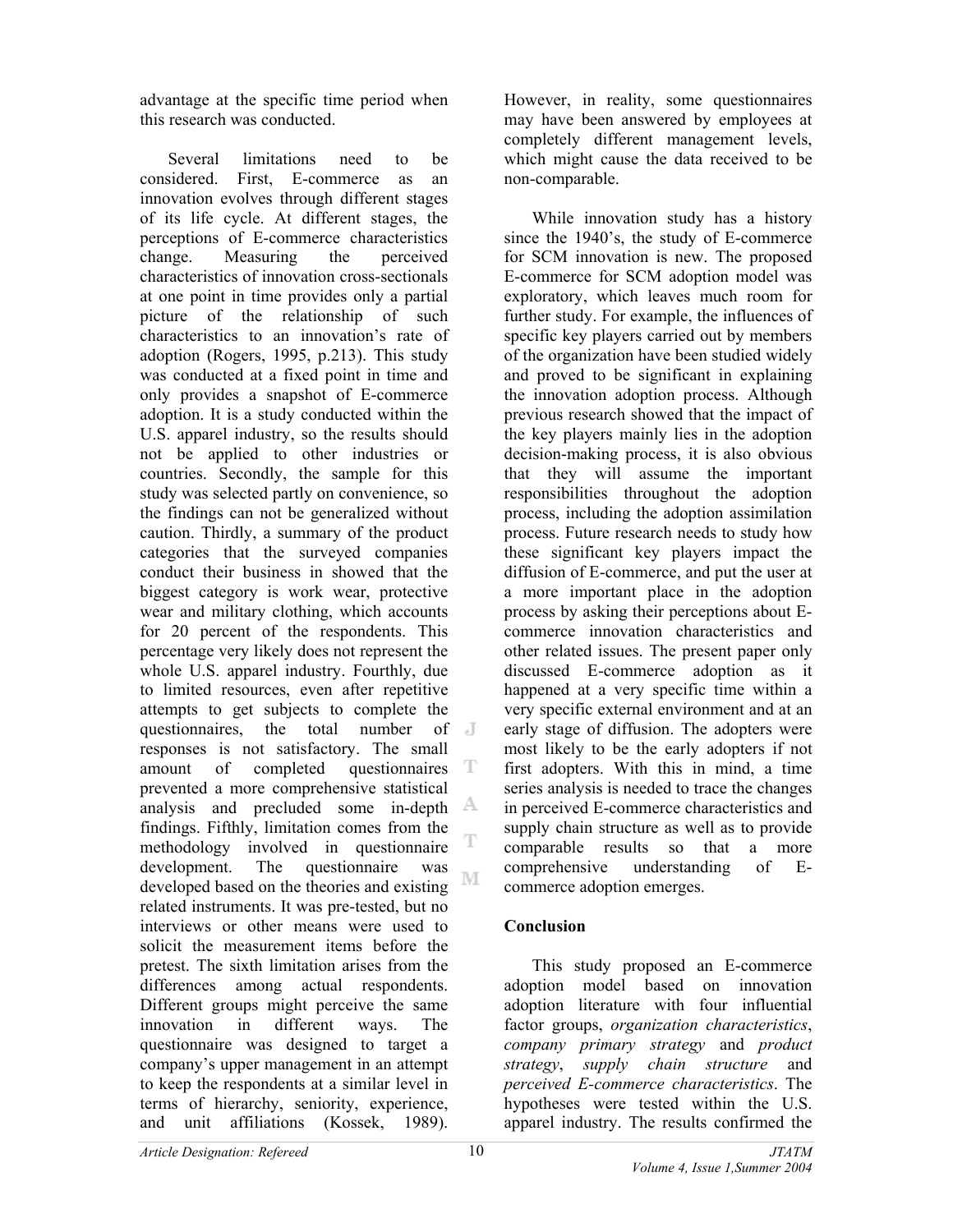advantage at the specific time period when this research was conducted.

Several limitations need to be considered. First, E-commerce as an innovation evolves through different stages of its life cycle. At different stages, the perceptions of E-commerce characteristics change. Measuring the perceived characteristics of innovation cross-sectionals at one point in time provides only a partial picture of the relationship of such characteristics to an innovation's rate of adoption (Rogers, 1995, p.213). This study was conducted at a fixed point in time and only provides a snapshot of E-commerce adoption. It is a study conducted within the U.S. apparel industry, so the results should not be applied to other industries or countries. Secondly, the sample for this study was selected partly on convenience, so the findings can not be generalized without caution. Thirdly, a summary of the product categories that the surveyed companies conduct their business in showed that the biggest category is work wear, protective wear and military clothing, which accounts for 20 percent of the respondents. This percentage very likely does not represent the whole U.S. apparel industry. Fourthly, due to limited resources, even after repetitive attempts to get subjects to complete the questionnaires, the total number of responses is not satisfactory. The small amount of completed questionnaires prevented a more comprehensive statistical analysis and precluded some in-depth findings. Fifthly, limitation comes from the methodology involved in questionnaire development. The questionnaire was developed based on the theories and existing related instruments. It was pre-tested, but no interviews or other means were used to solicit the measurement items before the pretest. The sixth limitation arises from the differences among actual respondents. Different groups might perceive the same innovation in different ways. The questionnaire was designed to target a company's upper management in an attempt to keep the respondents at a similar level in terms of hierarchy, seniority, experience, and unit affiliations (Kossek, 1989). However, in reality, some questionnaires may have been answered by employees at completely different management levels, which might cause the data received to be non-comparable.

While innovation study has a history since the 1940's, the study of E-commerce for SCM innovation is new. The proposed E-commerce for SCM adoption model was exploratory, which leaves much room for further study. For example, the influences of specific key players carried out by members of the organization have been studied widely and proved to be significant in explaining the innovation adoption process. Although previous research showed that the impact of the key players mainly lies in the adoption decision-making process, it is also obvious that they will assume the important responsibilities throughout the adoption process, including the adoption assimilation process. Future research needs to study how these significant key players impact the diffusion of E-commerce, and put the user at a more important place in the adoption process by asking their perceptions about E-commerce innovation characteristics and other related issues. The present paper only discussed E-commerce adoption as it happened at a very specific time within a very specific external environment and at an early stage of diffusion. The adopters were most likely to be the early adopters if not first adopters. With this in mind, a time series analysis is needed to trace the changes in perceived E-commerce characteristics and supply chain structure as well as to provide comparable results so that a more comprehensive understanding of E-commerce adoption emerges.

## Conclusion

This study proposed an E-commerce adoption model based on innovation adoption literature with four influential factor groups, *organization characteristics*, *company primary strategy* and *product strategy*, *supply chain structure* and *perceived E-commerce characteristics*. The hypotheses were tested within the U.S. apparel industry. The results confirmed the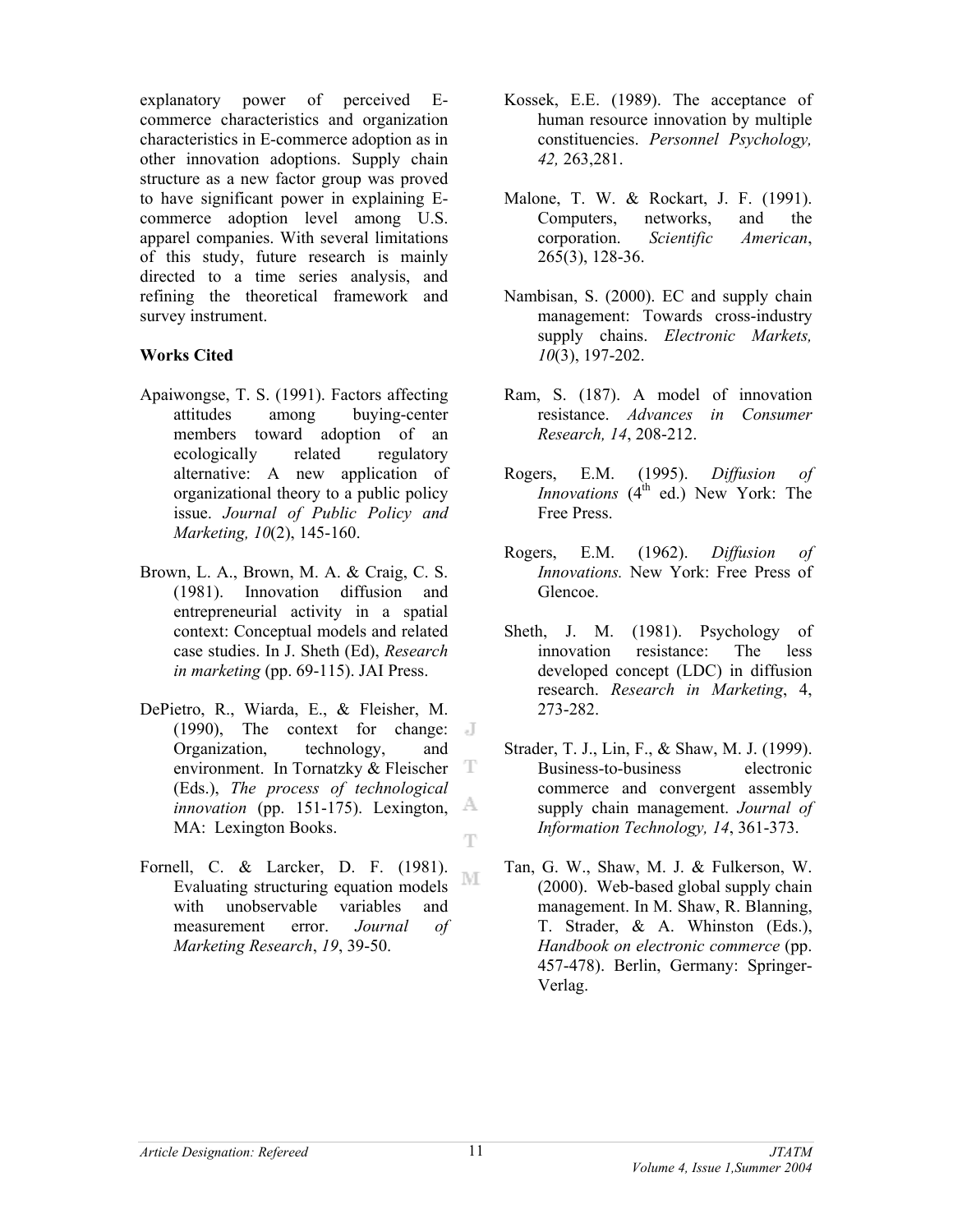explanatory power of perceived E-commerce characteristics and organization characteristics in E-commerce adoption as in other innovation adoptions. Supply chain structure as a new factor group was proved to have significant power in explaining E-commerce adoption level among U.S. apparel companies. With several limitations of this study, future research is mainly directed to a time series analysis, and refining the theoretical framework and survey instrument.

**Works Cited**

Apaiwongse, T. S. (1991). Factors affecting attitudes among buying-center members toward adoption of an ecologically related regulatory alternative: A new application of organizational theory to a public policy issue. *Journal of Public Policy and Marketing, 10*(2), 145-160.

Brown, L. A., Brown, M. A. & Craig, C. S. (1981). Innovation diffusion and entrepreneurial activity in a spatial context: Conceptual models and related case studies. In J. Sheth (Ed), *Research in marketing* (pp. 69-115). JAI Press.

DePietro, R., Wiarda, E., & Fleisher, M. (1990), The context for change: Organization, technology, and environment. In Tornatzky & Fleischer (Eds.), *The process of technological innovation* (pp. 151-175). Lexington, MA: Lexington Books.

Fornell, C. & Larcker, D. F. (1981). Evaluating structuring equation models with unobservable variables and measurement error. *Journal of Marketing Research*, *19*, 39-50.

Kossek, E.E. (1989). The acceptance of human resource innovation by multiple constituencies. *Personnel Psychology, 42,* 263,281.

Malone, T. W. & Rockart, J. F. (1991). Computers, networks, and the corporation. *Scientific American*, 265(3), 128-36.

Nambisan, S. (2000). EC and supply chain management: Towards cross-industry supply chains. *Electronic Markets, 10*(3), 197-202.

Ram, S. (187). A model of innovation resistance. *Advances in Consumer Research, 14*, 208-212.

Rogers, E.M. (1995). *Diffusion of Innovations* (4th ed.) New York: The Free Press.

Rogers, E.M. (1962). *Diffusion of Innovations.* New York: Free Press of Glencoe.

Sheth, J. M. (1981). Psychology of innovation resistance: The less developed concept (LDC) in diffusion research. *Research in Marketing*, 4, 273-282.

Strader, T. J., Lin, F., & Shaw, M. J. (1999). Business-to-business electronic commerce and convergent assembly supply chain management. *Journal of Information Technology, 14*, 361-373.

Tan, G. W., Shaw, M. J. & Fulkerson, W. (2000). Web-based global supply chain management. In M. Shaw, R. Blanning, T. Strader, & A. Whinston (Eds.), *Handbook on electronic commerce* (pp. 457-478). Berlin, Germany: Springer-Verlag.